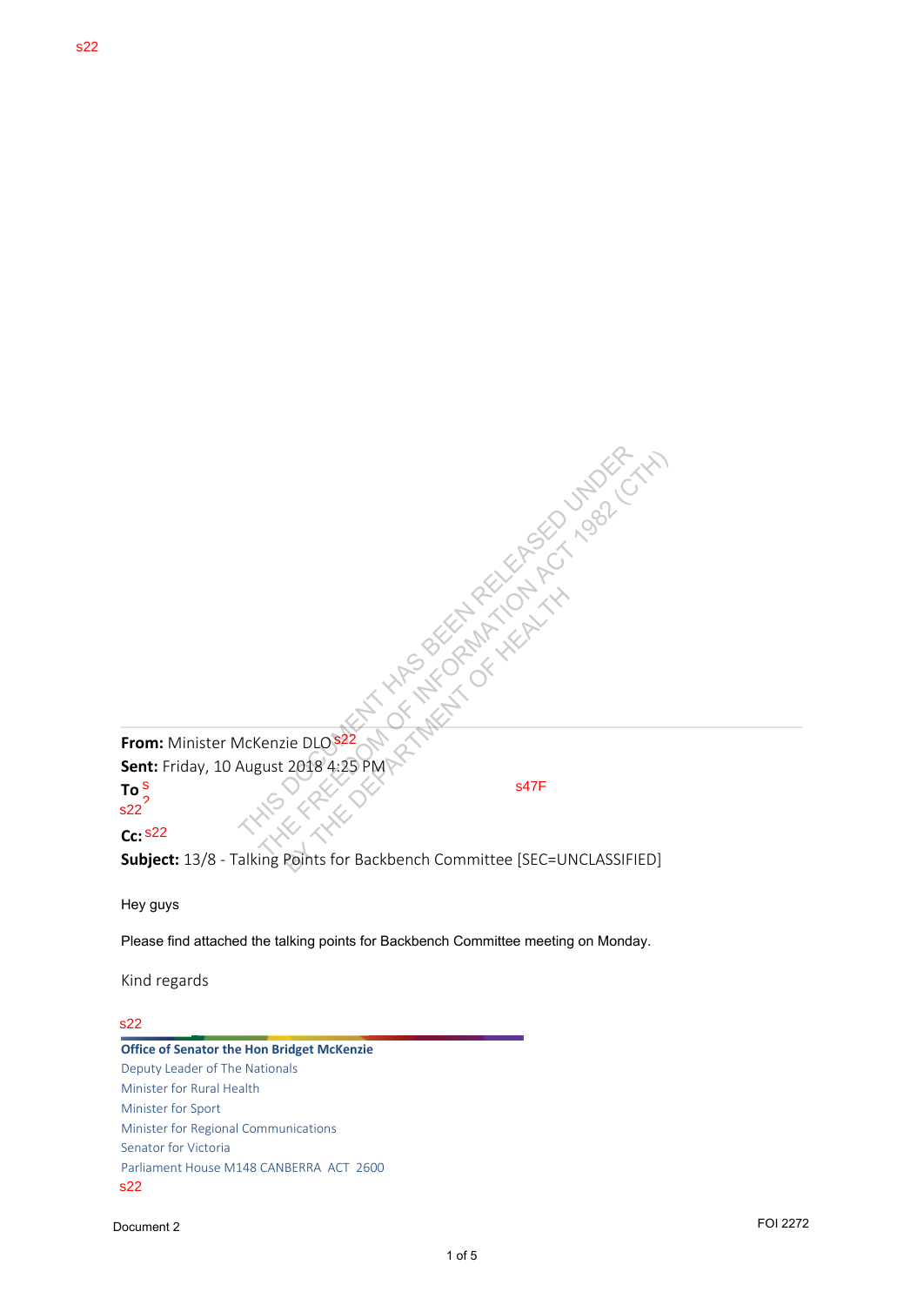s22

THIS DOCUMENT HAS BEEN RELEASED UNDER THE FREEDOM OF INFORMATION ACT 1982 (CTH) BY THE DEPARTMENT OF HEALTH

**From:** Minister McKenzie DLO s22
**Sent:** Friday, 10 August 2018 4:25 PM
**To** s22 s47F
**Cc:** s22
**Subject:** 13/8 - Talking Points for Backbench Committee [SEC=UNCLASSIFIED]

Hey guys

Please find attached the talking points for Backbench Committee meeting on Monday.

Kind regards

s22

**Office of Senator the Hon Bridget McKenzie**
Deputy Leader of The Nationals
Minister for Rural Health
Minister for Sport
Minister for Regional Communications
Senator for Victoria
Parliament House M148 CANBERRA ACT 2600
s22

Document 2

FOI 2272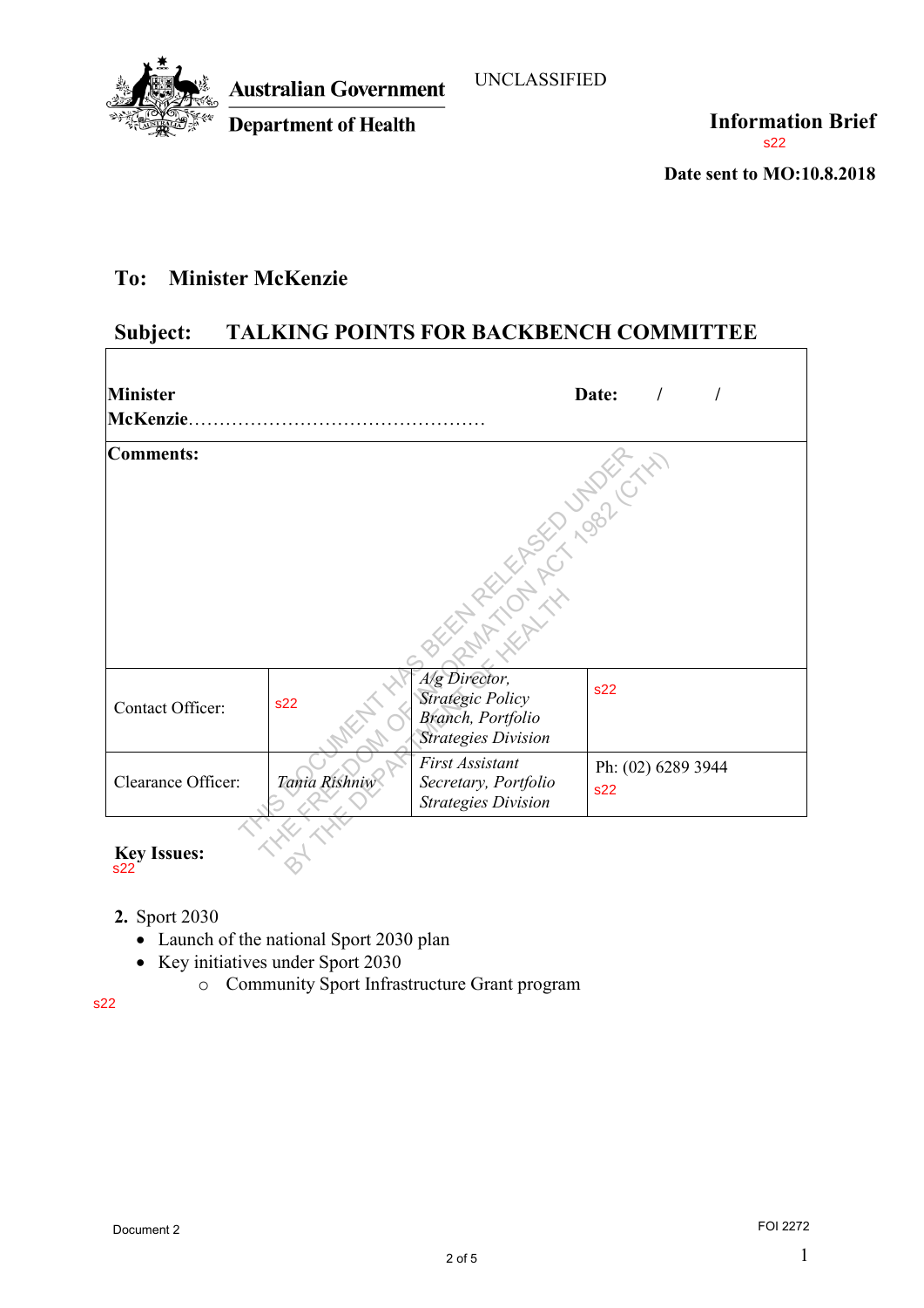Australian Government

Department of Health

UNCLASSIFIED

**Information Brief**

s22

**Date sent to MO:10.8.2018**

## To: Minister McKenzie

## Subject: TALKING POINTS FOR BACKBENCH COMMITTEE

| **Minister McKenzie**……………………………………………… | | **Date:** / / | |
|---|---|---|---|
| **Comments:** | | | |
| Contact Officer: | s22 | *A/g Director, Strategic Policy Branch, Portfolio Strategies Division* | s22 |
| Clearance Officer: | *Tania Rishniw* | *First Assistant Secretary, Portfolio Strategies Division* | Ph: (02) 6289 3944 s22 |

THIS DOCUMENT HAS BEEN RELEASED UNDER THE FREEDOM OF INFORMATION ACT 1982 (CTH) BY THE DEPARTMENT OF HEALTH

**Key Issues:**

s22

2. Sport 2030
   - Launch of the national Sport 2030 plan
   - Key initiatives under Sport 2030
     - Community Sport Infrastructure Grant program

s22

Document 2

FOI 2272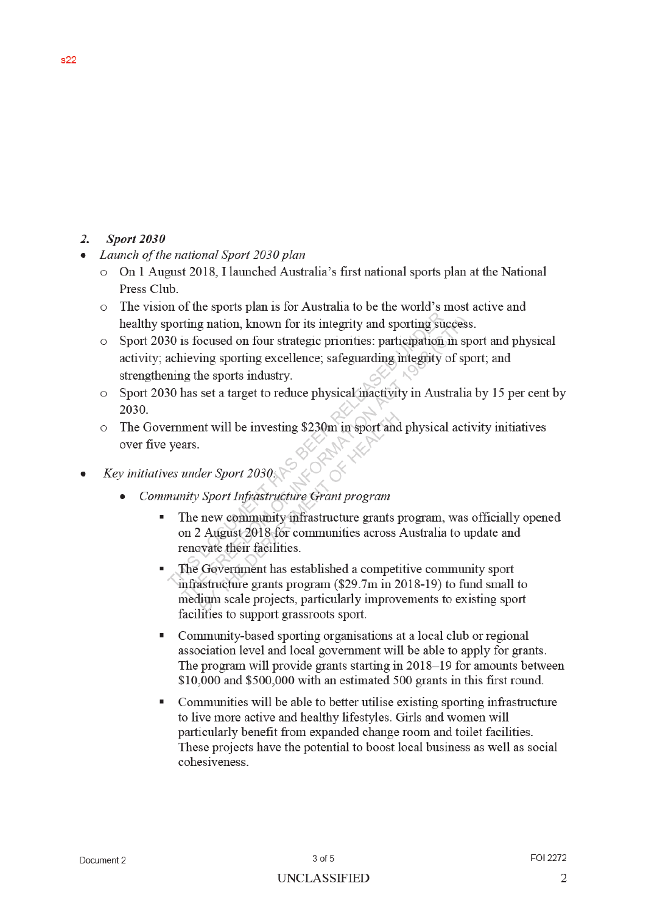s22

## 2. *Sport 2030*

- *Launch of the national Sport 2030 plan*
  - On 1 August 2018, I launched Australia's first national sports plan at the National Press Club.
  - The vision of the sports plan is for Australia to be the world's most active and healthy sporting nation, known for its integrity and sporting success.
  - Sport 2030 is focused on four strategic priorities: participation in sport and physical activity; achieving sporting excellence; safeguarding integrity of sport; and strengthening the sports industry.
  - Sport 2030 has set a target to reduce physical inactivity in Australia by 15 per cent by 2030.
  - The Government will be investing $230m in sport and physical activity initiatives over five years.

- *Key initiatives under Sport 2030:*
  - *Community Sport Infrastructure Grant program*
    - The new community infrastructure grants program, was officially opened on 2 August 2018 for communities across Australia to update and renovate their facilities.
    - The Government has established a competitive community sport infrastructure grants program ($29.7m in 2018-19) to fund small to medium scale projects, particularly improvements to existing sport facilities to support grassroots sport.
    - Community-based sporting organisations at a local club or regional association level and local government will be able to apply for grants. The program will provide grants starting in 2018–19 for amounts between $10,000 and $500,000 with an estimated 500 grants in this first round.
    - Communities will be able to better utilise existing sporting infrastructure to live more active and healthy lifestyles. Girls and women will particularly benefit from expanded change room and toilet facilities. These projects have the potential to boost local business as well as social cohesiveness.

UNCLASSIFIED